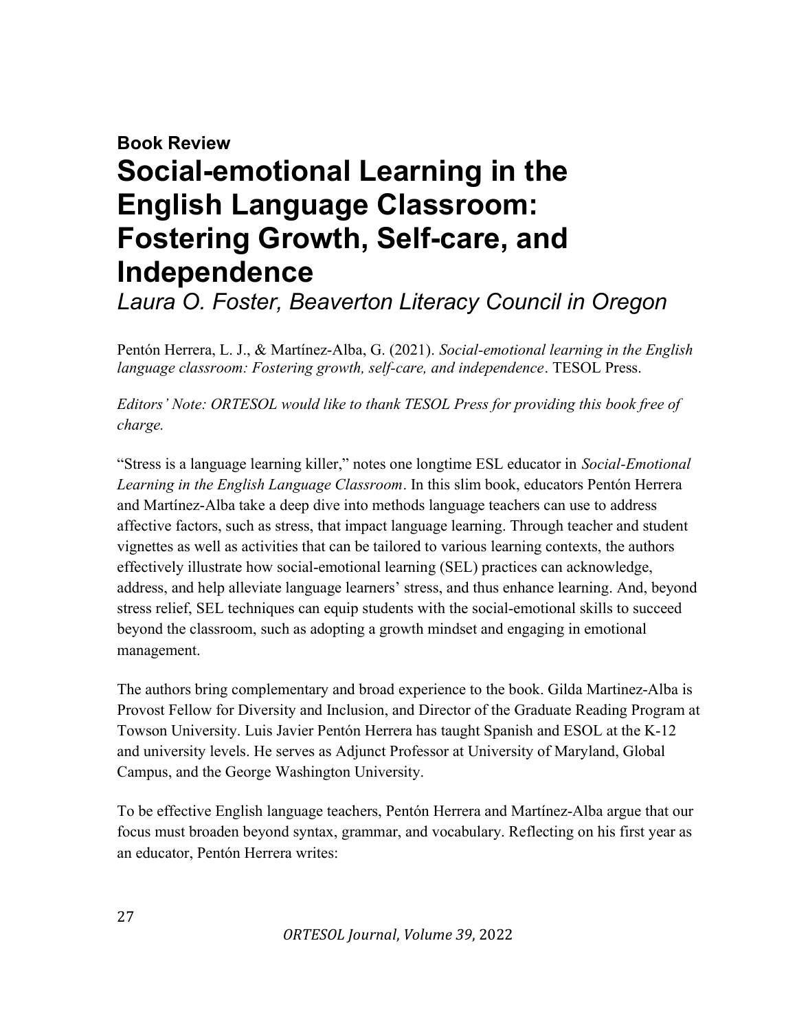**Book Review**

# Social-emotional Learning in the English Language Classroom: Fostering Growth, Self-care, and Independence

*Laura O. Foster, Beaverton Literacy Council in Oregon*

Pentón Herrera, L. J., & Martínez-Alba, G. (2021). *Social-emotional learning in the English language classroom: Fostering growth, self-care, and independence*. TESOL Press.

*Editors' Note: ORTESOL would like to thank TESOL Press for providing this book free of charge.*

"Stress is a language learning killer," notes one longtime ESL educator in *Social-Emotional Learning in the English Language Classroom*. In this slim book, educators Pentón Herrera and Martínez-Alba take a deep dive into methods language teachers can use to address affective factors, such as stress, that impact language learning. Through teacher and student vignettes as well as activities that can be tailored to various learning contexts, the authors effectively illustrate how social-emotional learning (SEL) practices can acknowledge, address, and help alleviate language learners' stress, and thus enhance learning. And, beyond stress relief, SEL techniques can equip students with the social-emotional skills to succeed beyond the classroom, such as adopting a growth mindset and engaging in emotional management.

The authors bring complementary and broad experience to the book. Gilda Martinez-Alba is Provost Fellow for Diversity and Inclusion, and Director of the Graduate Reading Program at Towson University. Luis Javier Pentón Herrera has taught Spanish and ESOL at the K-12 and university levels. He serves as Adjunct Professor at University of Maryland, Global Campus, and the George Washington University.

To be effective English language teachers, Pentón Herrera and Martínez-Alba argue that our focus must broaden beyond syntax, grammar, and vocabulary. Reflecting on his first year as an educator, Pentón Herrera writes: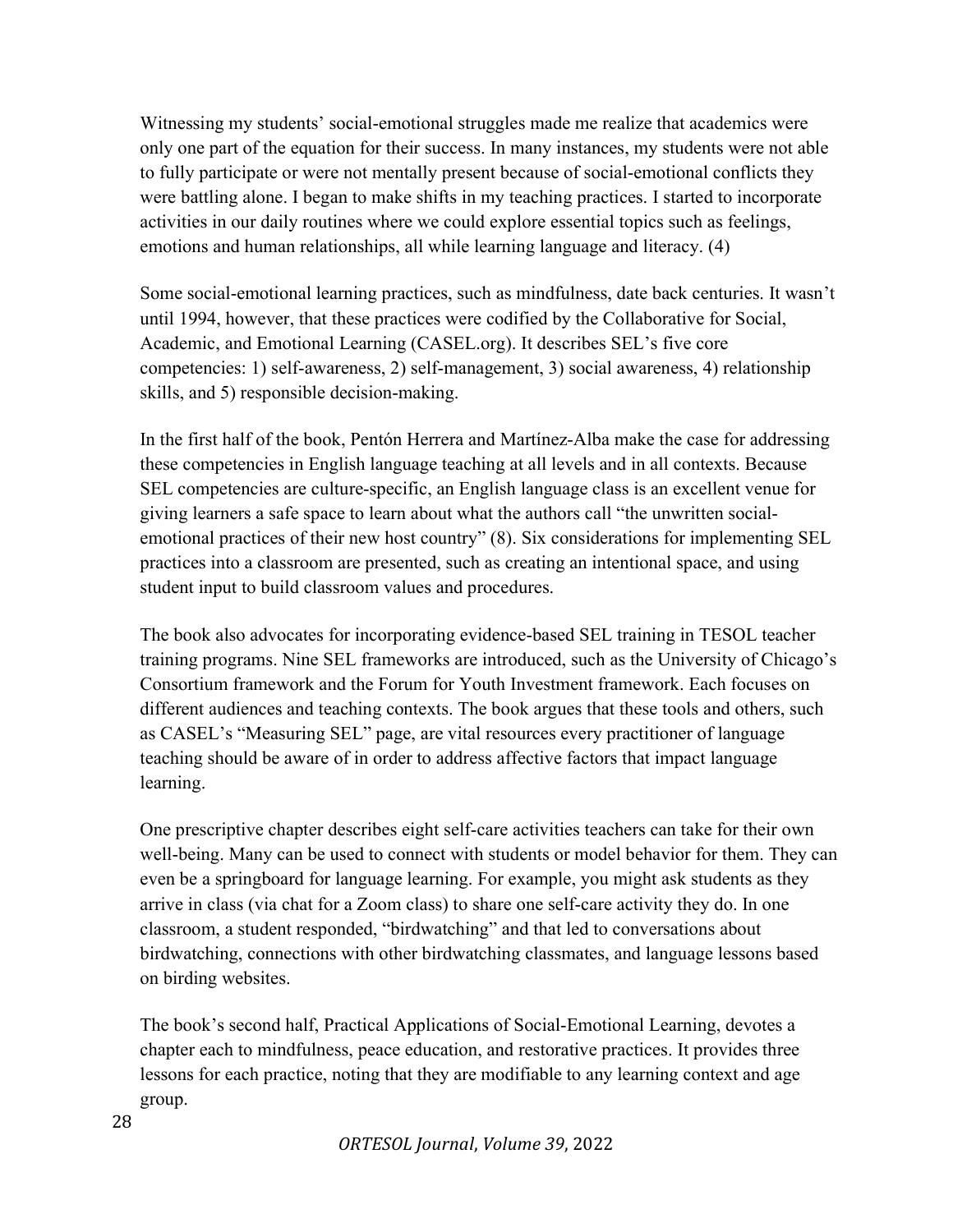Witnessing my students' social-emotional struggles made me realize that academics were only one part of the equation for their success. In many instances, my students were not able to fully participate or were not mentally present because of social-emotional conflicts they were battling alone. I began to make shifts in my teaching practices. I started to incorporate activities in our daily routines where we could explore essential topics such as feelings, emotions and human relationships, all while learning language and literacy. (4)

Some social-emotional learning practices, such as mindfulness, date back centuries. It wasn't until 1994, however, that these practices were codified by the Collaborative for Social, Academic, and Emotional Learning (CASEL.org). It describes SEL's five core competencies: 1) self-awareness, 2) self-management, 3) social awareness, 4) relationship skills, and 5) responsible decision-making.

In the first half of the book, Pentón Herrera and Martínez-Alba make the case for addressing these competencies in English language teaching at all levels and in all contexts. Because SEL competencies are culture-specific, an English language class is an excellent venue for giving learners a safe space to learn about what the authors call "the unwritten social-emotional practices of their new host country" (8). Six considerations for implementing SEL practices into a classroom are presented, such as creating an intentional space, and using student input to build classroom values and procedures.

The book also advocates for incorporating evidence-based SEL training in TESOL teacher training programs. Nine SEL frameworks are introduced, such as the University of Chicago's Consortium framework and the Forum for Youth Investment framework. Each focuses on different audiences and teaching contexts. The book argues that these tools and others, such as CASEL's "Measuring SEL" page, are vital resources every practitioner of language teaching should be aware of in order to address affective factors that impact language learning.

One prescriptive chapter describes eight self-care activities teachers can take for their own well-being. Many can be used to connect with students or model behavior for them. They can even be a springboard for language learning. For example, you might ask students as they arrive in class (via chat for a Zoom class) to share one self-care activity they do. In one classroom, a student responded, "birdwatching" and that led to conversations about birdwatching, connections with other birdwatching classmates, and language lessons based on birding websites.

The book's second half, Practical Applications of Social-Emotional Learning, devotes a chapter each to mindfulness, peace education, and restorative practices. It provides three lessons for each practice, noting that they are modifiable to any learning context and age group.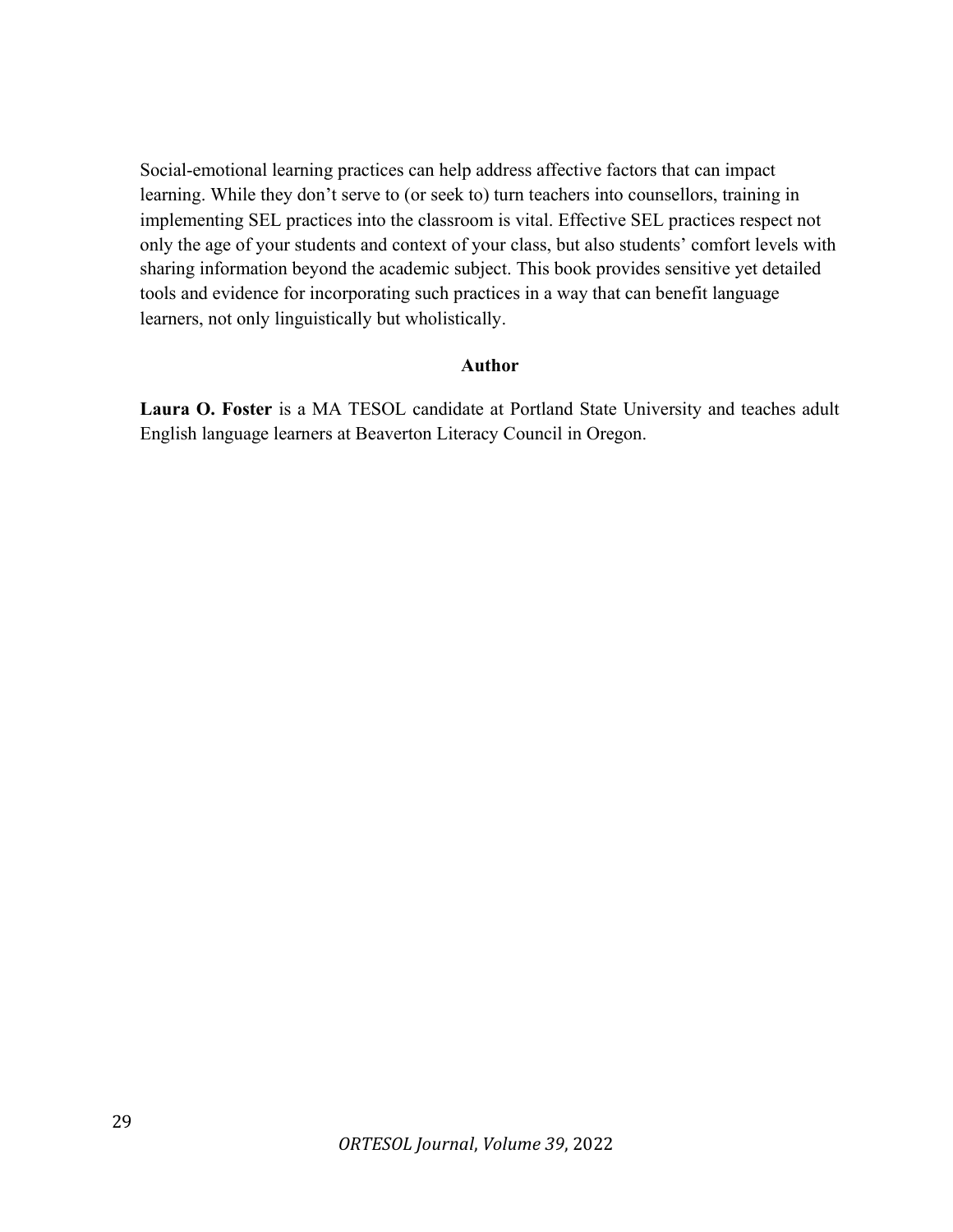Social-emotional learning practices can help address affective factors that can impact learning. While they don't serve to (or seek to) turn teachers into counsellors, training in implementing SEL practices into the classroom is vital. Effective SEL practices respect not only the age of your students and context of your class, but also students' comfort levels with sharing information beyond the academic subject. This book provides sensitive yet detailed tools and evidence for incorporating such practices in a way that can benefit language learners, not only linguistically but wholistically.

## Author

**Laura O. Foster** is a MA TESOL candidate at Portland State University and teaches adult English language learners at Beaverton Literacy Council in Oregon.